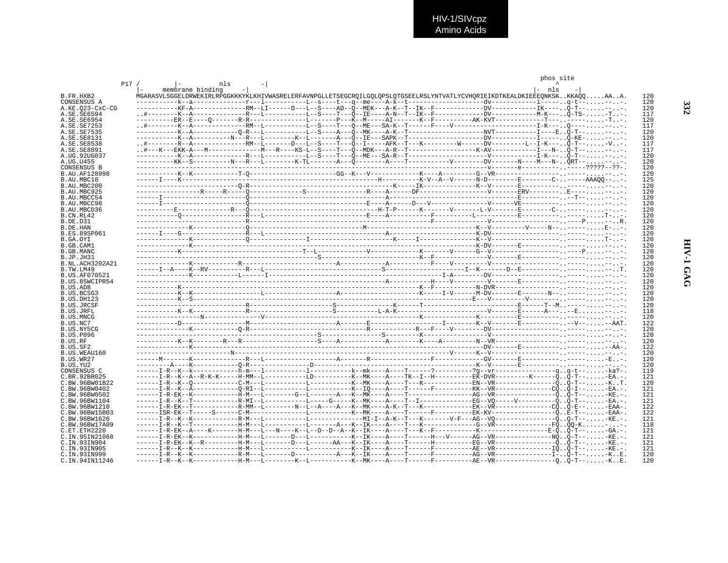```
                                                                                                          phos site
              P17 /         |-          nls        -|                                                         ^
                    |-     membrane binding     -|                                                      |-  nls    -|
B.FR.HXB2          MGARASVLSGGELDRWEKIRLRPGGKKKYKLKHIVWASRELERFAVNPGLLETSEGCRQILGQLQPSLQTGSEELRSLYNTVATLYCVHQRIEIKDTKEALDKIEEEQNKSK..KKAQQ.....AA..A.   120
CONSENSUS A        -----------k--a--------------r---l-----------L--s----t---q--me----A-k--t-------------------dv-------------i------.q-t--.....--.-.   120
A.KE.Q23-CxC-CG    -----------KF-A-------------RM--LI------D---L--S----AD--Q--MEK---A-K--T--IK--F-------------DV------------IK----..Q-T--.....--.-.   120
A.SE.SE6594        ..#--------K--A-------------R---L-----------L--S----T---Q--IE----A-N--T--IK--F-------------DV------------M-K----..Q-TS-.....-T.-.   117
A.SE.SE6954        ----------ER--E----Q-------R-R---------------L-------P---K--M-----AI-------K--F-----------AK-KVT-------------T----..-----.....-T..-.   120
A.SE.SE7253        ..#--------K--A-------------RM--L-----------L--S----T---Q--ME---SA-K--T------F----V----------------------I-K----..Q----.....--.-.   117
A.SE.SE7535        -----------K--A------------Q-R---L-----------L--S----A---Q--MK----A-K--T--------------------NVT-----------I----E..Q-T--.....--.-.   120
A.SE.SE8131        -----------K--A----------N---R---L-----------L--S----A---Q--IE---SAPK--T-------------------DV------------I------.Q-KE-.....--.-.   120
A.SE.SE8538        ..#--------R--A-------------RM--L-------D---L--S----T---Q--I-----AFK--T---K---------W------DV---------L--I-K----..Q-T--.....-V..-.   117
A.SE.SE8891        ..#---K---EKK-A---M-------------M---R----KS-L--S----T---Q--MDK---A-R--T-------------------K-AV------------I---N-..Q-T--.....--.-.   117
A.UG.92UG037       -----------K--A-------------R---L-----------L--S----T---Q--ME---SA-R--T--------------------V-------------I-K----..Q-T--.....--.-.   120
A.UG.U455          ----------KK--S----------N---R---L-------K-TL-------A---Q---------A----T----------V--------DV-------N----M---N-..QRT--.....--.-.   120
CONSENSUS B        -----------------------------------------------------------------------------------------v-------e-----------.-----?????--??-.   120
B.AU.AF128998      -----------K--K------------T-Q-----------------------GG--K---V-------------K----A---------G--VR-----------------.-----.....--.-.   120
B.AU.MBC18         ------I----K---------------------------------------------------H---------K-V--A--V------N-D--------E--------C-.-----AAAQQ--..-.   125
B.AU.MBC200        ---------------------------Q-R--------------------------------------K-----IK-----------K--V--------E-----------.-----.....--.-.   120
B.AU.MBC925        ----------------R-----R-----Q-------------S---------------R----A------DF------------------V-------ERV---------.E----.....--.-.   120
B.AU.MBCC54        ------I--------------------Q----------------------------------A-------------------------------------E----------.--T--.....--.-.   120
B.AU.MBCC98        ------I--------------------Q---------------------------------E----A------D---V---------------V-----VE----------.-----.....--.-.   120
B.AU.MBCD36        ----------E-------------R---Q-----------------------------H-T-P------K-------V-------L-V-------E--------C-.-----.....--.-.   120
B.CN.RL42          ----------Q-----------------R---L-------------------------E----A----------F----------L-----------E-----------.-----.....T--.-.   120
B.DE.D31           ----------------------------R-------------------------------------------F-----------------V------------------.----P.....--.R.   120
B.DE.HAN           --------------K-------------Q-------------------------------M-----------------------------K--V----------V-----N--.-----.....E--.-.   120
B.ES.89SP061       ------I----G----------------R---L----------------------------------A-----------------------K-DV---------------.-----.....--.-.   120
B.GA.OYI           --------------K-------------Q---------------I----------------------------K-----I------------K--V----------------.-----.....T--.-.   120
B.GB.CAM1          --------------K------------------------------------------------------------------------K-DV-------E-----------.-----.....--.-.   120
B.GB.MANC          -----------K-------------------------------T--L---------------V--------------K-------V-------G--V------------------.----P.....--.-.   120
B.JP.JH31          ----------------------------------------------S----------------------------K--F-----------V-------E-----------.-----.....--.-.   120
B.NL.ACH3202A21    --------------K------------R---------------------------A-----------A-----------F----V---------V------------------.-----.....--.-.   120
B.TW.LM49          ------I--A-----K--RV----------R---L----------------------------S--------------------I--K-------D--E-----------.-----.....--.T.   120
B.US.AF070521      --------------K-----------L------I------------------------------------------I-A---------DV------------------.-----.....--.-.   120
B.US.85WCIPR54     -------------------------------------------------------------A-----------H----V----------V-------E-----------.-----.....--.-.   120
B.US.AD8           -----------K--------------------------------------------------------------K--F----------N-DVR----------------.-----.....--.-.   120
B.US.BCSG3         -----------K--K-----------------L-------------------A----------------------K-----I-V------M-DV-------E-------N--.-----.....--.-.   120
B.US.DH123         -----------K--S----------------------------------------------------------------------E---V-----------V-------.-----.....--.-.   120
B.US.JRCSF         ----------------------------R---------------------S----------------K------T-----------------------E------T--M.-----.....--.-.   120
B.US.JRFL          -----------K--K------------R---------------------S-----------L-A-K--------------------V-------E------A---.--E.....--.-.   118
B.US.MNCG          -----------------N----------------V--------------------------------------K-----------K----------E-----------.-----.....--.-.   120
B.US.NC7           -----------D----------------M----------------------A-------E--------------------I--------K--V-------E-----------.--V--.....-AAT.   122
B.US.NY5CG         --------------K------------Q-R-----------------------------------R-----------R---F----V--------DV------------------.-----.....--.-.   120
B.US.P896          ----------------------------------------------S---------------S-------K--------------------V------------------.-----.....--.-.   120
B.US.RF            -----------K--K--------R---R---------------------S----A------------A--------K----A----------N--VR-----------------.-----.....--.-.   120
B.US.SF2           --------------K---------------------------------------------------------------------------DV-------E-----------.-----.....-AA-.   122
B.US.WEAU160       ------------------N--------------------------------------------------------V----------K--V-----------------------.-----.....--.-.   120
B.US.WR27          ------M--------K-------------R---L-------------------A-------R------------F--------------GV------E-----------.-----.....E--.-.   120
B.US.YU2           ---------A----K------------Q-R---------------D----------------------------------------K--V-------E-----------.-----.....--.-.   120
CONSENSUS C        ------I-R--K--k-------------h-m---l-----------l----------k--mk----A----T------?---------?g--vr----------------q..q-t--.....ka?-.   119
C.BR.92BR025       ------I-R--K--A--R-K-K-----H-MM--L-----------LD---------K--MK----A----TK--I--H----------EK-DVR---------K------Q..Q-T--.....-EA.-.   121
C.BW.96BW01B22     ------I-R--K--Q-------------C-M---L-----------L-----------K--MK----A----T---K-------------EN--VR----------------Q..Q-T--.....-K..T.   120
C.BW.96BW0402      ------I-R--K--A------------Q-RI--L-----------L-----------K--IQ----A----T------F----------KK--VR----------------CQ..Q-I--.....-EA.-.   121
C.BW.96BW0502      ------I-R-EK--K-------------H-M---L--------G--L-------A---K--MK----A----T---------------AG--VR-----------------Q..Q-T--.....-KE.-.   121
C.BW.96BW1104      ------I-R--K--T-------------R-MI--L-----------L-----G-----K--MK----A----T--I-------------EG--VQ-----V-----------Q..Q-T--.....-EA.-.   121
C.BW.96BW1210      ------I-R-EK--T-------------R-MM--L--------N--L--A----A---K--MK----A-K--T---K-----------EK--VR----------------CQ..Q-E--.....-EAA-.   122
C.BW.96BW15B03     ------ISR-EK--T-----S------C-M---------------L-----------K--MK----A----T------F---------EK-KV-----------------Q..E-T--.....-EAA-.   122
C.BW.96BW1626      ------I-R--K--K-------------R-M---L-----------L--------------MI-I--A-K--T---K-------V-F---AG--VQ----------------Q..Q-T--.....-KE.-.   121
C.BW.96BW17A09     ------I-R--K--T-------------H-M---L-----------L-------A---K--IK----A----T---K-------------G--VR----------------FQ..QQ-K.......-.   118
C.ET.ETH2220       ------I-R-EK--A----K--------H-M---L---N----K--L--D--D--A--K--IK----A----T---K--F-----------K-----------------E-Q..Q-T--.....-GA.-.   121
C.IN.95IN21068     ------I-R-EK--K-------------H-M---L-------D---L-----------K--IK----A----T------H---V-------AG--VR----------------NQ..Q-T--.....-KE.-.   121
C.IN.93IN904       ------I-R-EK--K--R----------H-M---L-------D---L-------AA---K--IK----A----T------H----------EG--VR----------------Q..Q-T--.....-KE.-.   121
C.IN.93IN905       ------I-R--K--K-------------H-M---L-----------L-----------K--IK----A----T------F----------AE--VR----------------IQ..Q-T--.....-KE.-.   121
C.IN.93IN999       ------I-R--K--K-------------R-M---L-------D-----------A---K--IK----A----T------F----------AG--VR----------------I-..Q-T--.....-K..E.   120
C.IN.94IN11246     ------I-R--K--K-------------H-M---L--------K--L-----------K--MK----A----T------F----------AE--VR----------------Q..Q-T--.....-K..E.   120
```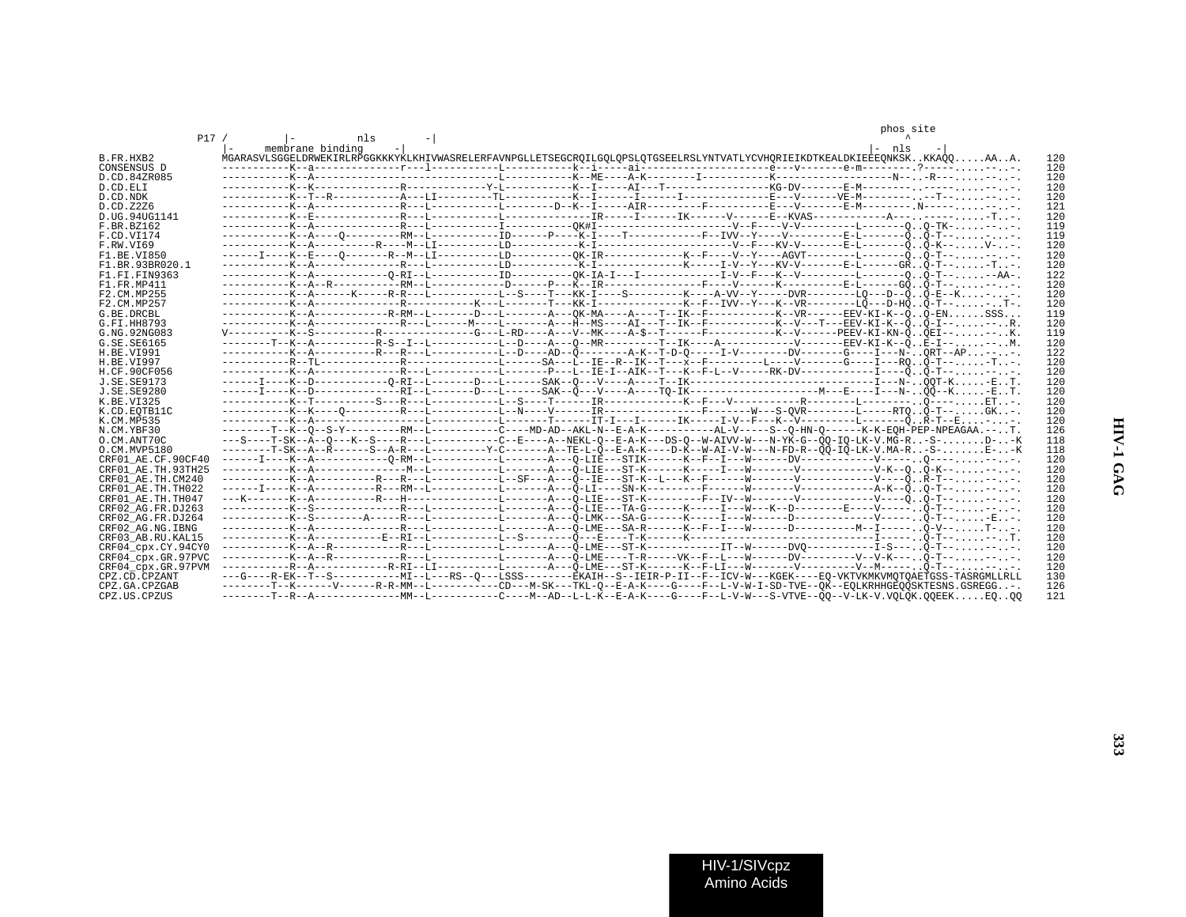```
                                                                                                                                                  phos site
              P17 /         |-          nls        -|                                                                                                   ^
                    |-     membrane binding     -|                                                                                           |-  nls    -|
B.FR.HXB2           MGARASVLSGGELDRWEKIRLRPGGKKKYKLKHIVWASRELERFAVNPGLLETSEGCRQILGQLQPSLQTGSEELRSLYNTVATLYCVHQRIEIKDTKEALDKIEEEQNKSK..KKAQQ.....AA..A.   120
CONSENSUS D         -----------K--a-------------r---l-----------L-----------k--i-----ai--------------------e---v-------e-m--------.?-----.....--..-.   120
D.CD.84ZR085        -----------K--A----------------------------L-----------K--ME----A-K-------I-----------K------------------N--.-R---.....--..-.   120
D.CD.ELI            -----------K--K-------------R-----------Y-L-----------K--I-----AI---T---------------KG-DV-------E-M--------.------.....--..-.   120
D.CD.NDK            -----------K--T--R-----------A---LI---------TL-----------K--I------I------I-------------E---V------VE-M--------.--T--.....--..-.   120
D.CD.Z2Z6           -----------K--A-------------R---L-----------L---------D--K--I-----AIR---------F----------E---V-------E-M---------.N-----.....--..-.   121
D.UG.94UG1141       -----------K--E-------------R---L-----------L--------------IR-----I------IK------V------E--KVAS------------A---.-------.....-T..-.   120
F.BR.BZ162          -----------K--A-------------R---L-----------I-----------QK#I---------------------V--F----V-V---------L-------Q..Q-TK-.....--..-.   119
F.CD.VI174          -----------K--A----Q---------RM--L-----------ID------P----K-I----T-----------F--IVV--Y----V---------E-L-------Q..Q-T--.....--..-.   119
F.RW.VI69           -----------K--A----------R----M--LI----------LD----------K-I---------------------V--F---KV-V--------E-L-------Q..Q-K--.....V-..-.   120
F1.BE.VI850         ------I----K--E----Q-------R--M--LI----------LD----------QK-IR------------K--F----V--Y----AGVT--------L-------Q..Q-T--.....--..-.   120
F1.BR.93BR020.1     -----------K--A-------------R---L-----------LD----------K-I----------------K-----I-V--Y---KV-V--------E-L------GR..Q-T--.....T..-.   120
F1.FI.FIN9363       -----------K--A-----------Q-RI--L-----------ID----------QK-IA-I---I--------------I-V--F---K--V--------L-------Q..Q-T--.......AA-.   122
F1.FR.MP411         -----------K--A--R-----------RM--L------------D------P---K--IR---------------F----V------K----------E-L------GQ..Q-T--.....--..-.   120
F2.CM.MP255         -----------K--A-------K-----R-R---L-----------L--S----T---KK-I----S---------K----A-VV--Y-----DVR--------LQ---D--Q..Q-E--K.....--..-.   120
F2.CM.MP257         -----------K--A-------------R-----------K---L-------T---KK-I-------------K--F--IVV--Y---K--VR--------LQ---D-HQ..Q-T--.....-..T-.   120
G.BE.DRCBL          -----------K--A-----------R-RM--L-------D---L-------A---QK-MA----A----T--IK--F----------K--VR------EEV-KI-K--Q..Q-EN......SSS...   119
G.FI.HH8793         -----------K--A-------------R---L------M----L-------A---H--MS----AI---T--IK--F----------K--V---T---EEV-KI-K--Q..Q-I--.....--..R.   120
G.NG.92NG083        V----------K--S-------------R------------G---L-RD----A---V--MK----A-$--T------F----------K--V------PEEV-KI-KN-Q..QEI--.....--..K.   119
G.SE.SE6165         --------T--K--A----------R-S--I--L-----------L--D----A---Q--MR---------T--IK-----A-----------V-------EEV-KI-K--Q..E-I--.....--..M.   120
H.BE.VI991          -----------K--A-----------R---R---L-----------L--D----AD--Q--------A-K--T-D-Q-----I-V--------DV-------G----I---N-..QRT--AP.....-..-.   122
H.BE.VI997          -----------R--TL------------R---------------L------SA---L--IE--R--IK--T---x--F---------L----V-------G----I---RQ..Q-T--......T..-.   120
H.CF.90CF056        -----------K--A-------------R---L-----------L-------P---L--IE-I--AIK--T---K--F-L--V-----RK-DV-----------I-----Q..Q-T--.....--..-.   120
J.SE.SE9173         ------I----K--D-----------Q-RI--L-------D---L------SAK--Q---V----A----T--IK----------------------------I---N-..QQT-K......-E..T.   120
J.SE.SE9280         ------I----K--D-------------RI--L-------D---L------SAK--Q---V----A----TQ-IK--------------------M---E----I---N-..QQ--K......-E..T.   120
K.BE.VI325          -----------K--T----------S---R---L-----------L--S----T-----IR-----------K--F---V-----------R---------L---------..Q------.....ET..-.   120
K.CD.EQTB11C        -----------K--K----Q---------R---L-----------L--N----V------IR---------------F--------W---S-QVR----------L------RTQ..Q-T--......GK..-.   120
K.CM.MP535          -----------K--A-------------------L-----------L-------T------IT-I-----------IK-----I-V--F----K--V--------L-------Q..R-T--E.....--..-.   120
N.CM.YBF30          --------T--K--Q--S-Y----------RM--L-----------C----MD-AD--AKL-N--E-A-K------------AL-V-----S--Q-HN-Q-------K-K-EQH-PEP-NPEAGAA.....T.   126
O.CM.ANT70C         ---S----T-SK--A--Q---K--S----R---L-----------C--E----A--NEKL-Q--E-A-K---DS-Q--W-AIVV-W---N-YK-G--QQ-IQ-LK-V.MG-R..-S-........D-..-K   118
O.CM.MVP5180        --------T-SK--A--R------S--A-R---L-----------Y-C-------A--TE-L-Q--E-A-K----D-K--W-AI-V-W---N-FD-R--QQ-IQ-LK-V.MA-R..-S-........E-..-K   118
CRF01_AE.CF.90CF40  ------I----K--A------------Q-RM--L-----------L-------A---Q-LIE---STIK------K--F--I---W------DV-----------V-----..Q------.....--..-.   120
CRF01_AE.TH.93TH25  -----------K--A-----------------M--L-----------L-------A---Q-LIE---ST-K------K-----I---W-------V-----------V-K--Q..Q-K--.....--..-.   120
CRF01_AE.TH.CM240   -----------K--A----------R---R---L-----------L--SF----A---Q--IE---ST-K--L---K--F------W-------V-----------V----Q..R-T--.....--..-.   120
CRF01_AE.TH.TH022   ------I----K--A----------R---RM--L-----------L-------A---Q-LI----SN-K---------F------W-------V-----------A-K--Q..Q-T--.....--..-.   120
CRF01_AE.TH.TH047   ---K-------K--A----------R---H---L-----------L-------A---Q-LIE---ST-K---------F--IV--W-------V-----------V----Q..Q-T--.....--..-.   120
CRF02_AG.FR.DJ263   -----------K--S-------------R---L-----------L-------A---Q-LIE---TA-G------K-----I---W---K--D--------E----V-----..Q-T--.....--..-.   120
CRF02_AG.FR.DJ264   -----------K--S--------A-----R---L-----------L-------A---Q-LMK---SA-G------K-----I---W------D------------V-----..Q-T--.....-E..-.   120
CRF02_AG.NG.IBNG    -----------K--A-------------R---L-----------L-------A---Q-LME---SA-R------K--F--I---W------D----------M--I------..Q-V--......T-..-.   120
CRF03_AB.RU.KAL15   -----------K--A----------E--RI--L-----------L--S--------Q---E----T-K------K----------------------------I------..Q-T--.....--..T.   120
CRF04_cpx.CY.94CY0  -----------K--A--R-----------R---L-----------L-------A---Q-LME---ST-K-----------IT--W------DVQ-----------I-S---..Q-T--.....--..-.   120
CRF04_cpx.GR.97PVC  -----------K--A--R-----------R---L-----------L-------A---Q-LME----T-R-----VK--F--L---W------DV---------V--V-K---..Q-T--.....--..-.   120
CRF04_cpx.GR.97PVM  -----------R--A------------R-RI--LI----------L-------A---Q-LME---ST-K------K--F-LI---W-------V----------V--M-----..Q-T--.....--..-.   120
CPZ.CD.CPZANT       ---G----R-EK--T--S----------MI--L---RS--Q---LSSS---------EKAIH--S--IEIR-P-II--F--ICV-W---KGEK----EQ-VKTVKMKVMQTQAETGSS-TASRGMLLRLL   130
CPZ.GA.CPZGAB       --------T--K------V-------R-R-MM--L-----------CD---M-SK---TKL-Q--E-A-K----G----F--L-V-W-I-SD-TVE--QK--EQLKRHHGEQQSKTESNS.GSREGG..-.   126
CPZ.US.CPZUS        --------T--R--A--------------MM--L-----------C----M--AD--L-L-K--E-A-K----G----F--L-V-W---S-VTVE--QQ--V-LK-V.VQLQK.QQEEK.....EQ..QQ   121
```

HIV-1/SIVcpz
Amino Acids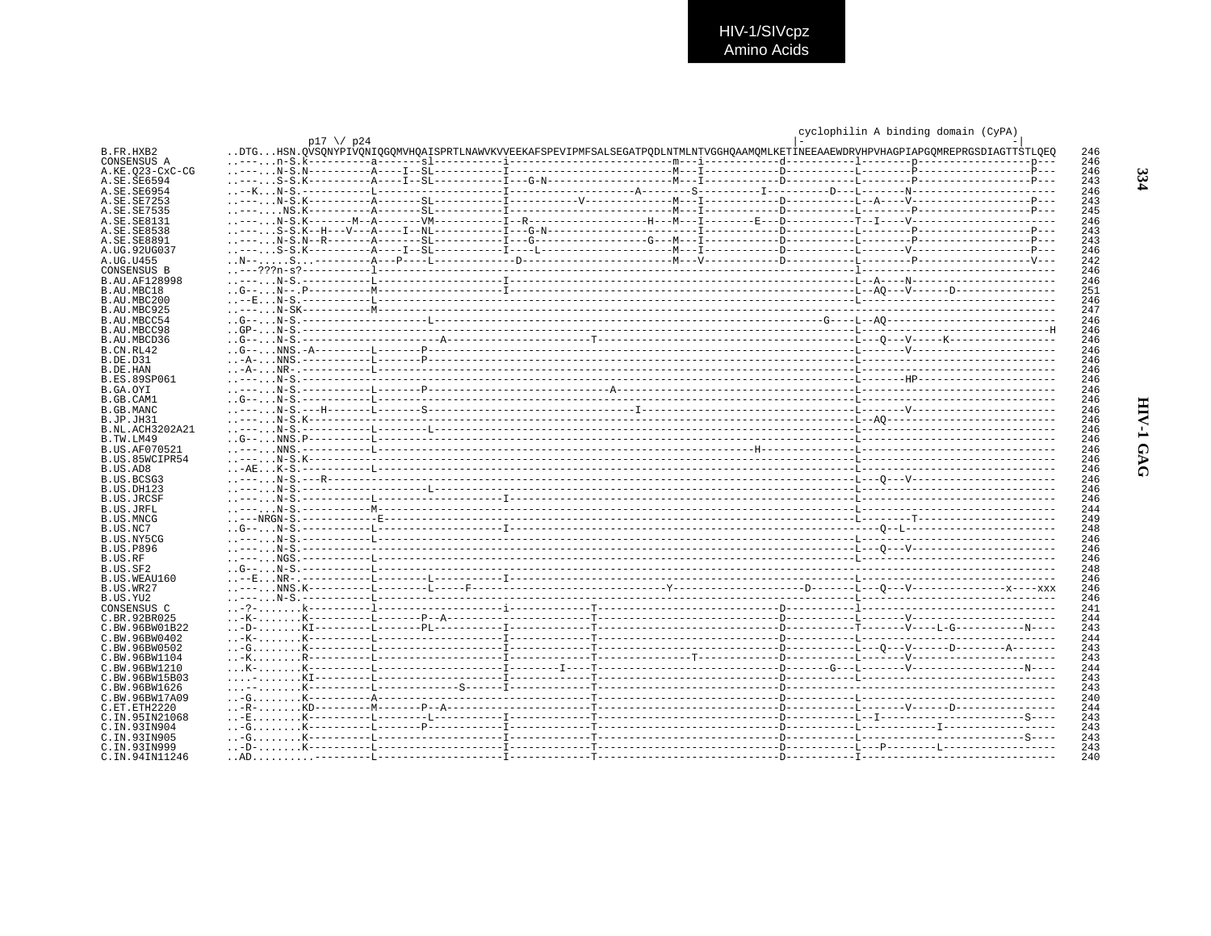HIV-1/SIVcpz
Amino Acids

```
                                                                                                             cyclophilin A binding domain (CyPA)
                    p17 \/ p24                                                                              |-                              -|
B.FR.HXB2        ..DTG...HSN.QVSQNYPIVQNIQGQMVHQAISPRTLNAWVKVVEEKAFSPEVIPMFSALSEGATPQDLNTMLNTVGGHQAAMQMLKETINEEAAEWDRVHPVHAGPIAPGQMREPRGSDIAGTTSTLQEQ    246
CONSENSUS A      ..---...n-S.k----------a-------sl----------i-------------------------m---i-----------d-----------l--------p------------------p---    246
A.KE.Q23-CxC-CG  ..----...N-S.N----------A----I--SL----------I--------------------------M---I-----------D-----------L--------P------------------P---    246
A.SE.SE6594      ..----...S-S.K----------A----I--SL----------I---G-N--------------------M---I-----------D-----------L--------P------------------P---    243
A.SE.SE6954      ..--K...N-S.-----------L-------------------I------------------A--------S-----------I----------D----I--------N-------------------    246
A.SE.SE7253      ..----...N-S.K----------A-------SL----------I----------V--------------M---I-----------D-----------L--A----V-------------------P---    243
A.SE.SE7535      ..----....NS.K----------A-------SL----------I-------------------------M---I-----------D-----------L--------P------------------P---    245
A.SE.SE8131      ..----...N-S.K-------M--A-------VM----------I--R------------------H---M---I--------E---D-----------T--I----V-----------------------    246
A.SE.SE8538      ..----...S-S.K--H---V---A----I--NL----------I---G-N-----------------------I-----------D-----------L--------P------------------P---    243
A.SE.SE8891      ..----...N-S.N--R-------A-------SL----------I---G-----------------G---M---I-----------D-----------L--------P------------------P---    243
A.UG.92UG037     ..----...S-S.K----------A----I--SL----------I----L--------------------M---I-----------D-----------L-------V-------------------P---    246
A.UG.U455        ..N-......S...----------A---P----L-------------D----------------------M---V-----------D-----------L---------P------------------V---    242
CONSENSUS B      ..---???n-s?-----------l------------------------------------------------------------------------l---------------------------------    246
B.AU.AF128998    ..----...N-S.-----------L-------------------I----------------------------------------------------L--A----N-------------------------    246
B.AU.MBC18       ..G---...N--.P----------M-------------------I----------------------------------------------------L--AQ---V------D----------------    251
B.AU.MBC200      ..--E...N-S.-----------L------------------------------------------------------------------------L---------------------------------    246
B.AU.MBC925      ..----...N-SK-----------M---------------------------------------------------------------------------------------------------------    247
B.AU.MBCC54      ..G---...N-S.-------------------L--------------------------------------------------------G----L--AQ-------------------------------    246
B.AU.MBCC98      ..GP-...N-S.------------------------------------------------------------------------------------L--------------------------------H    246
B.AU.MBCD36      ..G---...N-S.---------------------A-------------------T-------------------------------------------L---Q---V-----K-----------------    246
B.CN.RL42        ..G---...NNS.-A---------L-------P----------------------------------------------------------------L-------V-------------------------    246
B.DE.D31         ..-A-...NNS.-----------L-------P----------------------------------------------------------------L---------------------------------    246
B.DE.HAN         ..-A-...NR-.-----------L------------------------------------------------------------------------L---------------------------------    246
B.ES.89SP061     ..----...N-S.--------------------------------------------------------------------------------------L-------HP----------------------    246
B.GA.OYI         ..----...N-S.-----------L-------P------------------------A----------------------------------------L---------------------------------    246
B.GB.CAM1        ..G---...N-S.-----------L------------------------------------------------------------------------L---------------------------------    246
B.GB.MANC        ..----...N-S.---H-------L-------S-------------------------I--------------------------------------L-------V-------------------------    246
B.JP.JH31        ..----...N-S.K-----------------------------------------------------------------------------------L--AQ-----------------------------    246
B.NL.ACH3202A21  ..----...N-S.-----------L-----------L------------------------------------------------------------L---------------------------------    246
B.TW.LM49        ..G---...NNS.P----------L------------------------------------------------------------------------L---------------------------------    246
B.US.AF070521    ..----...NNS.-----------L---------------------------------------------------------H--------------L---------------------------------    246
B.US.85WCIPR54   ..----...N-S.K-----------------------------------------------------------------------------------L---------------------------------    246
B.US.AD8         ..-AE...K-S.-----------L------------------------------------------------------------------------L---------------------------------    246
B.US.BCSG3       ..----...N-S.---R---------------------------------------------------------------------------------L---Q---V-----------------------    246
B.US.DH123       ..----...N-S.---------------------L-------------------------------------------------------------L---------------------------------    246
B.US.JRCSF       ..----...N-S.-----------L-------------------I----------------------------------------------------L---------------------------------    246
B.US.JRFL        ..----...N-S.-----------M------------------------------------------------------------------------L---------------------------------    244
B.US.MNCG        ..---NRGN-S.------------E------------------------------------------------------------------------L---------T------------------------    249
B.US.NC7         ..G---...N-S.-----------L-------------------I------------------------------------------------------------Q--L----------------------    248
B.US.NY5CG       ..----...N-S.-----------L------------------------------------------------------------------------L---------------------------------    246
B.US.P896        ..----...N-S.-------------------------------------------------------------------------------------L---Q---V-----------------------    246
B.US.RF          ..----...NGS.-----------L------------------------------------------------------------------------L---------------------------------    246
B.US.SF2         ..G---...N-S.-----------L------------------------------------------------------------------------------------------------------------    248
B.US.WEAU160     ..--E...NR-.-----------L--------L-----------I----------------------------------------------------L---------------------------------    246
B.US.WR27        ..----...NNS.K----------L--------L-----F-----------------------------Y--------------------D-------L---Q---V-----------------x----xxx    246
B.US.YU2         ..----...N-S.-----------L------------------------------------------------------------------------L---------------------------------    246
CONSENSUS C      ..-?-.......k-----------l-------------------i-------------T--------------------------D-----------l---------------------------------    241
C.BR.92BR025     ..-K-.......K-----------L-------P--A----------------------T--------------------------D-----------L-------V-------------------------    244
C.BW.96BW01B22   ..-D-.......KI----------L-------PL----------I-------------T--------------------------D-----------T-------V----L-G-----------N----    243
C.BW.96BW0402    ..-K-.......K-----------L-------------------I-------------T--------------------------D-----------L---------------------------------    244
C.BW.96BW0502    ..-G-.......K-----------L-------------------I-------------T--------------------------D-----------L---Q---V------D--------A-------    243
C.BW.96BW1104    ..-K-.......R-----------L-------------------I-------------T-------------T------------D-----------L-------V-------------------------    243
C.BW.96BW1210    ..-K-.......K-----------L-------------------I--------I----T--------------------------D-------G---L-------V------------------N----    244
C.BW.96BW15B03   ..---.......KI----------L-------------------I-------------T--------------------------D-----------L---------------------------------    243
C.BW.96BW1626    ..---.......K-----------L-------------S------I-------------T--------------------------D---------------------------------------------    243
C.BW.96BW17A09   ..-G-.......K-----------A---------------------------------T--------------------------D-----------L---------------------------------    240
C.ET.ETH2220     ..-R-.......KD----------M-------P--A----------------------T--------------------------D-----------L-------V------D-----------------    244
C.IN.95IN21068   ..-E-.......K-----------L--------L----------I-------------T--------------------------D-----------L--I-------------------------S----    243
C.IN.93IN904     ..-G-.......K-----------L-------P-----------I-------------T--------------------------D-----------L--------------I------------------    243
C.IN.93IN905     ..-G-.......K-----------L-------------------I-------------T--------------------------D-----------L----------------------------S----    243
C.IN.93IN999     ..-D-.......K-----------L-------------------I-------------T--------------------------D-----------L---P--------L--------------------    243
C.IN.94IN11246   ..AD.........----------L-------------------I-------------T--------------------------D-----------I---------------------------------    240
```

HIV-1 GAG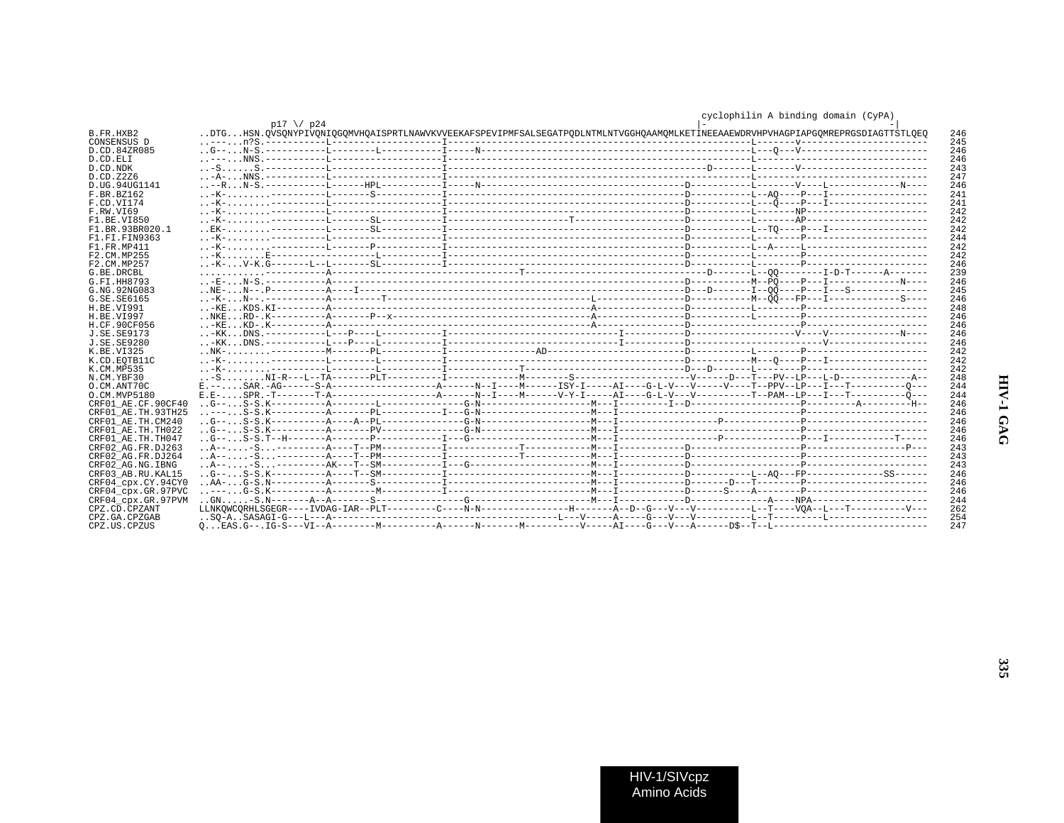```
                                                                                                               cyclophilin A binding domain (CyPA)
                                  p17 \/ p24                                                                  |-                                  -|
B.FR.HXB2          ..DTG...HSN.QVSQNYPIVQNIQGQMVHQAISPRTLNAWVKVVEEKAFSPEVIPMFSALSEGATPQDLNTMLNTVGGHQAAMQMLKETINEEAAEWDRVHPVHAGPIAPGQMREPRGSDIAGTTSTLQEQ    246
CONSENSUS D        ..-----...n?S.-----------L--------------------I----------------------------------------------------------L-------v-----------------------    245
D.CD.84ZR085       ..G--...N-S.-----------L--------L-----------I-----N----------------------------------------------------L---Q---V-----------------------    246
D.CD.ELI           ..-----...NNS.-----------L--------------------I----------------------------------------------------------L-----------------------------    246
D.CD.NDK           ..-S......S.-----------L--------------------I-----------------------------------------D--------L-----------V-----------------------    243
D.CD.Z2Z6          ..-A--...NNS.-----------L--------------------I----------------------------------------------------------L-----------------------------    247
D.UG.94UG1141      ..--R...N-S.-----------L-----HPL-----------I-----N-------------------------------------D-----------L-------V----L-------------N----    246
F.BR.BZ162         ..-K--........----------L-------S-----------I-------------------------------------------D-----------L--AQ----P---I------------------    241
F.CD.VI174         ..-K--........----------L-------------------I-------------------------------------------D-----------L---Q----P---I------------------    241
F.RW.VI69          ..-K--........----------L-------------------I-------------------------------------------D-----------L-------NP---------------------    242
F1.BE.VI850        ..-K--........----------L-------SL----------I-------------------T-----------------------D-----------L-------AP---------------------    242
F1.BR.93BR020.1    ..EK--........----------L-------SL----------I-------------------------------------------D-----------L--TQ----P---I------------------    242
F1.FI.FIN9363      ..-K--........----------L-------------------I-------------------------------------------D-----------L--------P---------------------    244
F1.FR.MP411        ..-K--........----------L-------P-----------I-------------------------------------------D-----------L--A-----L---------------------    242
F2.CM.MP255        ..-K--......E-------------------L-----------I-------------------------------------------D-----------L--------P---------------------    242
F2.CM.MP257        ..-K--...V-K.G-------L--L-------SL----------I-------------------------------------------D-----------L--------P---------------------    246
G.BE.DRCBL         ...........-----------A-------------------------------T-------------------------------D-------L--QQ--------I-D-T------A-------    239
G.FI.HH8793        ..-E--...N-S.-----------A-------------------------------------------------------------D-----------M--PQ----P---I------------N----    246
G.NG.92NG083       ..NE--...N--.P----------A----I--------------------------------------------------------D---D-------I--QQ----P---I---S-------------    245
G.SE.SE6165        ..-K--...N--.-----------A---------T---------------------------L-----------------------D-----------M--QQ---FP---I-------------S----    246
H.BE.VI991         ..-KE...KDS.KI----------A---------------------------------------A---------------------D-----------L--------P---------------------    248
H.BE.VI997         ..NKE...RD-.K-----------A-------P--x----------------------------A---------------------D-----------L--------P---------------------    246
H.CF.90CF056       ..-KE...KD-.K-----------A---------------------------------------A---------------------D-------------------P---------------------    246
J.SE.SE9173        ..-KK...DNS.-----------L---P----L-----------I--------------------------I--------------D-------------------V-----V-------------N----    246
J.SE.SE9280        ..-KK...DNS.-----------L---P----L-----------I--------------------------I--------------D------------------------V-----------------    246
K.BE.VI325         ..NK--........----------M-------PL----------I---------------AD-----------------------D-----------L--------P---------------------    242
K.CD.EQTB11C       ..-K--........----------L-------------------I-------------------------------------------D-----------M---Q----P---I------------------    242
K.CM.MP535         ..-K--........----------L-------L-----------I-------------T-----------------------D---D-------L--------P---------------------    242
N.CM.YBF30         ..-S.........NI-R---L--TA-------PLT---------I-------------M--------S--------------------V------D---T---PV--LP---L-D-------------A--    248
O.CM.ANT70C        E.---...SAR.-AG------S-A--------------------A------N--I----M------ISY-I-----AI----G-L-V---V-----V----T--PPV--LP---I---T----------Q---    244
O.CM.MVP5180       E.E--...SPR.-T-------T-A--------------------A------N--I----M------V-Y-I-----AI----G-L-V---V----------T--PAM--LP---I---T----------Q---    244
CRF01_AE.CF.90CF40 ..G--...S-S.K----------A--------L---------------G-N---------------------M---I---------I--D-------------------P---------A---------H--    246
CRF01_AE.TH.93TH25 ..-----...S-S.K----------A-------PL----------I---G-N---------------------M---I--------------------------------P---------------------    246
CRF01_AE.TH.CM240  ..G--...S-S.K----------A----A--PL---------------G-N---------------------M---I------------------P-------------P---------------------    246
CRF01_AE.TH.TH022  ..G--...S-S.K----------A-------PV---------------G-N---------------------M---I--------------------------------P---------------------    246
CRF01_AE.TH.TH047  ..G--...S-S.T--H-------A-------P------------I---G-----------------------M---I------------------P-------------P---I-----------T-----    246
CRF02_AG.FR.DJ263  ..A--.....-S...---------A----T--PM----------I-------------T------------M---I------------D-------------------P-----------------P---    243
CRF02_AG.FR.DJ264  ..A--.....-S...---------A----T--PM----------I-------------T------------M---I------------D-------------------P---------------------    243
CRF02_AG.NG.IBNG   ..A--.....-S...---------AK---T--SM----------I---G-----------------------M---I------------D-------------------P---------------------    243
CRF03_AB.RU.KAL15  ..G--...S-S.K----------A----T--SM----------I-----------------------------M---I------------D-----------L--AQ---FP--------------SS------    246
CRF04_cpx.CY.94CY0 ..AA-...G-S.N----------A-------S-----------I-----------------------------M---I------------D-------D---T--------P---------------------    246
CRF04_cpx.GR.97PVC ..-----...G-S.K----------A--------M----------I-----------------------------M---I------------D------S----A--------P---------------------    246
CRF04_cpx.GR.97PVM ..GN......-S.N-------A--A-------S-------------------G---------------------M---I------------D--------------A----NPA--------------------    244
CPZ.CD.CPZANT      LLNKQWCQRHLSGEGR----IVDAG-IAR--PLT---------C----N-N----------------H-------A--D--G---V---V----------L--T----VQA--L---T----------V---    262
CPZ.GA.CPZGAB      ..SQ-A..SASAGI-G---L---A----------------------------------------L---V-----A-----G---V---V----------L--T---------L------------------    254
CPZ.US.CPZUS       Q...EAS.G--.IG-S---VI--A---------M----------A------N-------M----------V-----AI----G---V---A------D$--T--L----------------------------    247
```

HIV-1 GAG

HIV-1/SIVcpz
Amino Acids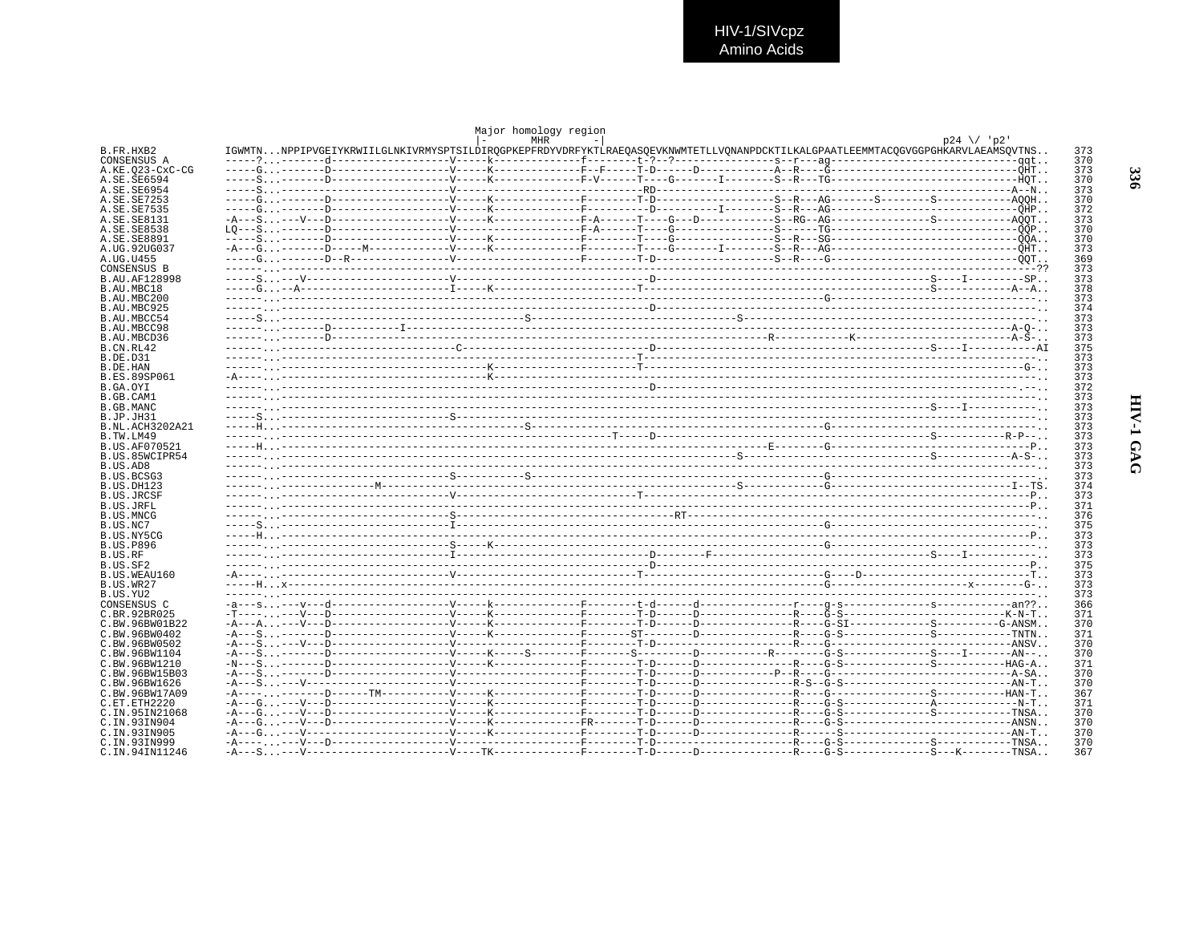HIV-1/SIVcpz
Amino Acids

```
                                                   Major homology region
                                                  |-        MHR        -|                                                p24 \/ 'p2'
B.FR.HXB2       IGWMTN...NPPIPVGEIYKRWIILGLNKIVRMYSPTSILDIRQGPKEPFRDYVDRFYKTLRAEQASQEVKNWMTETLLVQNANPDCKTILKALGPAATLEEMMTACQGVGGPGHKARVLAEAMSQVTNS..   373
CONSENSUS A     -----?...-------d------------------V-----k-------------f--------t-?--?---------------s--r---ag------------------------------qqt..   370
A.KE.Q23-CxC-CG -----G...-------D------------------V-----K-------------F--F-----T-D------D------------A--R----G------------------------------QHT..   373
A.SE.SE6594     -----S...-------D------------------V-----K-------------F-V------T---G-------I--------S--R---TG------------------------------HQT..   370
A.SE.SE6954     -----S...--------------------------V-----------------------------RD---------------------R-----------------------------------A--N..   373
A.SE.SE7253     -----G...-------D------------------V-----K-------------F--------T-D------------------S--R---AG-------S--------S------------AQQH..   370
A.SE.SE7535     -----G...-------D------------------V-----K-------------F----------D---------I--------S--R---AG------------------------------QHP..   372
A.SE.SE8131     -A---S...----V---D------------------V-----K-------------F-A------T----G---D------------S--RG--AG----------------S------------AQQT..   373
A.SE.SE8538     LQ---S...-------D------------------V-----K-------------F-A------T----G----------------S------TG------------------------------QQP..   370
A.SE.SE8891     -----S...-------D------------------V-----K-------------F--------T----G----------------S--R---SG------------------------------QQA..   370
A.UG.92UG037    -A---G...-------D-----M------------V-----K-------------F--------T----G-------I--------S--R---AG------------------------------QHT..   373
A.UG.U455       -----G...-------D--R---------------V-------------------F--------T-D------------------S--R----G------------------------------QQT..   369
CONSENSUS B     ------...----------------------------------------------------------------------------------------------------------------------??   373
B.AU.AF128998   -----S...----V---------------------V-------------------------------D--------------------------------------------S----I---------SP..   373
B.AU.MBC18      -----G...--A-----------------------I-----K---------------------T------------------------------------------------S------------A--A..   378
B.AU.MBC200     ------...----------------------------------------------------------------------------------G-------------------------------------..   373
B.AU.MBC925     ------...----------------------------------------------------------D---------------------------------------------------------------..   374
B.AU.MBCC54     -----S...--------------------------------------S-----------------------------------S-----------------------------------------------..   373
B.AU.MBCC98     ------...-------D----------I----------------------------------------------------------------------------------------------------A-Q-..   373
B.AU.MBCD36     ------...-------D--------------------------------------------------------------------R-----------K--------------------------A-S-..   373
B.CN.RL42       ------...----------------------C-------------------------------D--------------------------------------------S----I-----------AI   375
B.DE.D31        ------...------------------------------------------------------T-------------------------------------------------------------------..   373
B.DE.HAN        ------...--------------------------------K---------------------T----------------------------------------------------------------G-..   373
B.ES.89SP061    -A----...--------------------------------K-----------------------------------------------------------------------------------------..   373
B.GA.OYI        ------...----------------------------------------------------------D---------------------------------------------------------------.-..   372
B.GB.CAM1       ------...--------------------------------------------------------------------------------------------------------------------------..   373
B.GB.MANC       ------...------------------------------------------------------------------------------------------------------------S----I-----------..   373
B.JP.JH31       -----S...-------------------------S----------------------------------------------------------------------------------------------------..   373
B.NL.ACH3202A21 -----H...--------------------------------------S-----------------------------------------------G---------------------------------------..   373
B.TW.LM49       ------...-------------------------------------------------------T-----D--------------------------------------------S------------R-P--..   373
B.US.AF070521   -----H...-------------------------------------------------------------------------------E--------G---------------------------------P..   373
B.US.85WCIPR54  ------...---------------------------------------------------------------------------S-------------------------S------------A-S-..   373
B.US.AD8        ------...------------------------------------------------------------------------------------------------------------------------------..   373
B.US.BCSG3      ------...-------------------------S----------S-------------------------------------------------G---------------------------------------..   373
B.US.DH123      ------...----------M-------------------------------------------------------------S-------------G-----------------------------I--TS.   374
B.US.JRCSF      ------...-------------------------V----------------------------T-------------------------------------------------------------------P..   373
B.US.JRFL       ------...----------------------------------------------------------------------------------------------------------------------------P..   371
B.US.MNCG       ------...-------------------------S---------------------------------------RT---------------------------------------------------------------..   376
B.US.NC7        -----S...-------------------------I------------------------------------------------------------G---------------------------------------..   375
B.US.NY5CG      -----H...--------------------------------------------------------------------------------------------------------------------------P..   373
B.US.P896       ------...-------------------------S-----K------------------------------------------------------G---------------------------------------..   373
B.US.RF         ------...-------------------------I------------------------------D--------F--------------------------------------S----I-----------..   373
B.US.SF2        ------...----------------------------------------------------------D---------------------------------------------------------------P..   375
B.US.WEAU160    -A----...-------------------------V----------------------------T----------------------------G----D---------------------------T..   373
B.US.WR27       -----H...x-------------------------------------------------------------------------------------G------------------------x---------G-..   373
B.US.YU2        ------...------------------------------------------------------------------------------------------------------------------------------..   373
CONSENSUS C     -a---s...----v---d------------------V-----k-------------F--------t-d------d---------------r----g-s-----------------s------------an??..   366
C.BR.92BR025    -T----...----V---D------------------V-----K-------------F--------T-D------D---------------R----G-S------------------------------K-N-T..   371
C.BW.96BW01B22  -A---A...----V---D------------------V-----K-------------F--------T-D------D---------------R----G-SI-------------S----------G-ANSM..   370
C.BW.96BW0402   -A---S...-------D------------------V-----K-------------F-------ST--------D---------------R----G-S--------------S-----------TNTN..   371
C.BW.96BW0502   -A---S...----V---D------------------V-------------------F--------T-D------D---------------R----G--------------------------------ANSV..   370
C.BW.96BW1104   -A---S...-------D------------------V-----K-----S--------F-------S---------D-----------R------G-S-------------S----I-------AN--..   370
C.BW.96BW1210   -N---S...-------D------------------V-----K-------------F--------T-D------D---------------R----G-S--------------S-----------HAG-A..   371
C.BW.96BW15B03  -A---S...-------D------------------V-------------------F--------T-D------D-------------P--R----G-----------------------------A-SA..   370
C.BW.96BW1626   -A---S...----V---------------------V-------------------F--------T-D------D---------------R-S--G-S---------------------------AN-T..   370
C.BW.96BW17A09  -A----...-------D------TM----------V-----K-------------F--------T-D------D---------------R----G-----------------S-----------HAN-T..   367
C.ET.ETH2220    -A---G...----V---D------------------V-----K-------------F--------T-D------D---------------R----G-S---------------A-------------N-T..   371
C.IN.95IN21068  -A---G...----V---D------------------V-----K-------------F--------T-D------D---------------R----G-S---------------S-----------TNSA..   370
C.IN.93IN904    -A---G...----V---D------------------V-----K-------------FR-------T-D------D---------------R----G-S------------------------------ANSN..   370
C.IN.93IN905    -A---G...----V---------------------V-----K-------------F--------T-D------D---------------R------S-----------------------------AN-T..   370
C.IN.93IN999    -A----...----V---D------------------V-------------------F--------T-D------D---------------R----G-S---------------S-----------TNSA..   370
C.IN.94IN11246  -A---S...----V----------------------V----TK-------------F--------T-D------D---------------R----G-S---------------S---K--------TNSA..   367
```

336

HIV-1 GAG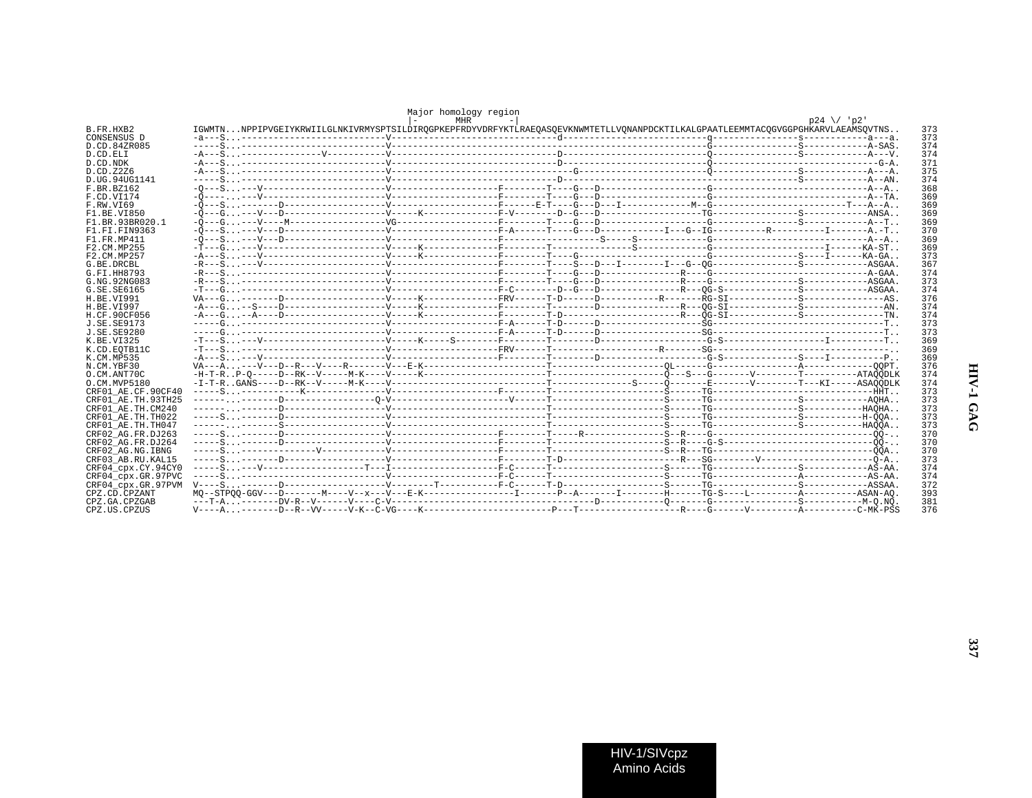```
                                                                     Major homology region
                                                                     |-       MHR       -|                                                       p24 \/ 'p2'
B.FR.HXB2          IGWMTN...NPPIPVGEIYKRWIILGLNKIVRMYSPTSILDIRQGPKEPFRDYVDRFYKTLRAEQASQEVKNWMTETLLVQNANPDCKTILKALGPAATLEEMMTACQGVGGPGHKARVLAEAMSQVTNS..   373
CONSENSUS D        -a---S..---------------------------V-------------------------------d---------------------------q----------------s------------a---a.   373
D.CD.84ZR085       -----S..---------------------------V-------------------------------------------------------------G----------------S------------A-SAS.   374
D.CD.ELI           -A---S..--------------V------------V-------------------------------D---------------------------Q----------------S------------A---V.   374
D.CD.NDK           -A---S..---------------------------V-------------------------------D---------------------------Q---------------------------------G-A.   371
D.CD.Z2Z6          -A---S..---------------------------V-------------------------------------G---------------------Q----------------S------------A---A.   375
D.UG.94UG1141      -----S..---------------------------V-------------------------------D---------------------------G----------------S------------A--AN.   374
F.BR.BZ162         -Q---S..---V-----------------------V--------------------F--------T----G---D--------------------G-----------------------------A--A..   368
F.CD.VI174         -Q----..---V-----------------------V--------------------F--------T----G---D--------------------G-----------------------------A--TA.   369
F.RW.VI69          -Q---S..--------D------------------V--------------------F------E-T----G---D---I------------M--G-------------------------T---A--A..   369
F1.BE.VI850        -Q---G..---V---D-------------------V-----K--------------F-V--------D--G---D-------------------TG----------------S------------ANSA..   369
F1.BR.93BR020.1    -Q---G..---V----M------------------VG-------------------F--------T----G---D--------------------G----------------S------------A--T..   369
F1.FI.FIN9363      -Q---S..---V---D-------------------V--------------------F-A------T----G---D-----------I---G--IG----------R-----------I-------A.-T..   370
F1.FR.MP411        -Q---S..---V---D-------------------V--------------------F------------------S----S--------------G-----------------------------A--A..   369
F2.CM.MP255        -T---G..---V-----------------------V-----K--------------F--------T---------------S-------------G---------------------I------KA-ST..   369
F2.CM.MP257        -A---S..---V-----------------------V-----K--------------F--------T----G------------------------G----------------S----I------KA-GA..   373
G.BE.DRCBL         -R---S..---V-----------------------V--------------------F--------T----S---D---I--------I---G--QG----------------S------------ASGAA.   367
G.FI.HH8793        -R---S..---------------------------V--------------------F--------T----G---D--------------R----G-----------------------------A-GAA.   374
G.NG.92NG083       -R---S..---------------------------V--------------------F--------T----G---D--------------R----G----------------S------------ASGAA.   373
G.SE.SE6165        -T---G..---------------------------V--------------------F-C-------D--G---D---------------R---QG-S-------------S------------ASGAA.   374
H.BE.VI991         VA---G..--------D------------------V-----K--------------FRV------T-D------D-----------R-------RG-SI------------S---------------AS.   376
H.BE.VI997         -A---G..---S----D------------------V-----K--------------F--------T--------D--------------R---QG-SI------------S---------------AN.   374
H.CF.90CF056       -A---G..---A----D------------------V-----K--------------F--------T-D----------------------R---QG-SI------------S---------------TN.   374
J.SE.SE9173        -----G..---------------------------V--------------------F-A------T-D------D-------------------SG---------------------------------T..   373
J.SE.SE9280        -----G..---------------------------V--------------------F-A------T-D------D-------------------SG---------------------------------T..   373
K.BE.VI325         -T---S..---V-----------------------V-----K-----S--------F--------T--------D--------------------G-S---------------------I----------T..   369
K.CD.EQTB11C       -T---S..---------------------------V--------------------FRV------T-----------------------R-------SG-----------------------------------..   369
K.CM.MP535         -A---S..---V-----------------------V--------------------F--------T--------D--------------------G-S--------------S----I----------P..   369
N.CM.YBF30         VA---A..---V---D--R---V----R-------V---E-K----------------------T-----------------------QL------G----------------A-------------QQPT.   376
O.CM.ANT70C        -H-T-R..P-Q-----D--RK--V-----M-K---V-----K--------------------T-----------------------Q--S---G-------V--------T----------ATAQQDLK   374
O.CM.MVP5180       -I-T-R..GANS----D--RK--V-----M-K---V-----------------------------T--------------S-----Q-------E-------V--------T---KI-----ASAQQDLK   374
CRF01_AE.CF.90CF40 -----S..----------K----------------V--------------------F--------T---------------------S------TG------------------------------HHT..   373
CRF01_AE.TH.93TH25 ------..--------D-----------------Q-V--------------------V------T---------------------S------TG----------------S------------AQHA..   373
CRF01_AE.TH.CM240  ------..--------D------------------V-----------------------------T---------------------S------TG----------------S-----------HAQHA..   373
CRF01_AE.TH.TH022  -----S..--------D------------------V-----------------------------T---------------------S------TG----------------S-----------H-QQA..   373
CRF01_AE.TH.TH047  ------..--------S------------------V-----------------------------T---------------------S------TG----------------S-----------HAQQA..   373
CRF02_AG.FR.DJ263  -----S..--------D------------------V--------------------F--------T-----R---------------S--R----G----------------------------QQ-..   370
CRF02_AG.FR.DJ264  -----S..--------D------------------V--------------------F--------T---------------------S--R----G-S---------------------------QQ-..   370
CRF02_AG.NG.IBNG   -----S..----------------V-----------V--------------------F--------T---------------------S--R---TG-----------------------------QQA..   370
CRF03_AB.RU.KAL15  -----S..--------D------------------V--------------------F--------T-D----------------------R---SG--------V----------------------Q-A..   373
CRF04_cpx.CY.94CY0 -----S..---V-------------------T---I--------------------F-C------T---------------------S------TG----------------S------------AS-AA.   374
CRF04_cpx.GR.97PVC -----S..---------------------------V--------------------F-C------T---------------------S------TG----------------A------------AS-AA.   374
CRF04_cpx.GR.97PVM V----S..--------D------------------V--------T-----------F-C------T-D--------------------S------TG----------------S------------ASSAA.   372
CPZ.CD.CPZANT      MQ--STPQQ-GGV---D-------M----V--x---V---E-K-----------------I-------P--A-------I--------H------TG-S----L---------A----------ASAN-AQ.   393
CPZ.GA.CPZGAB      ---T-A..--------DV-R--V------V----C-V---------------------------------D------------Q-------G----------------S-----------M-Q.NQ.   381
CPZ.US.CPZUS       V----A..--------D--R--VV-----V-K--C-VG----K------------------------P---T--------------------R----G------V---------A----------C-MK-PSS   376
```

**HIV-1 GAG**

HIV-1/SIVcpz
Amino Acids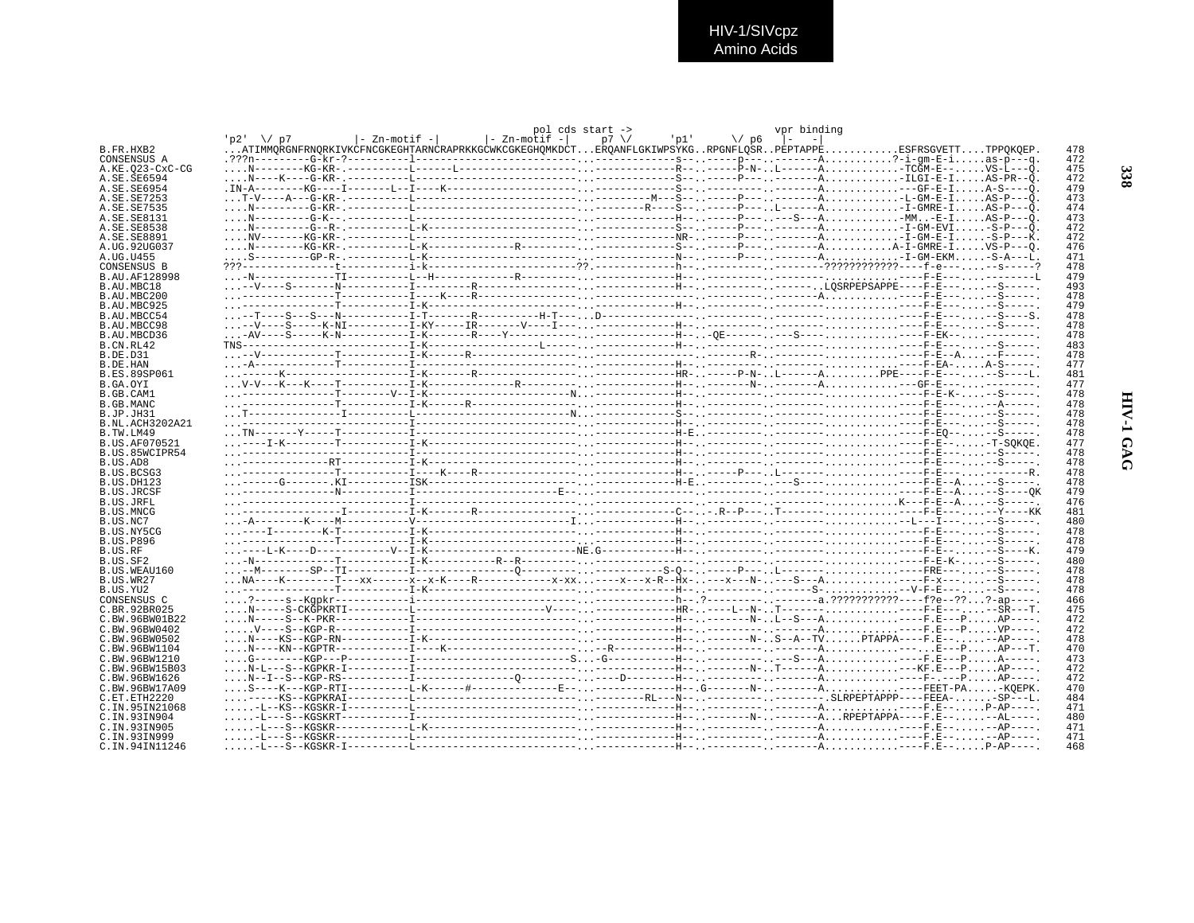HIV-1/SIVcpz
Amino Acids

```
                                                                                   pol cds start ->                      vpr binding
                  'p2'  \/ p7          |- Zn-motif -|       |- Zn-motif -|     p7 \/      'p1'      \/ p6   |-   -|
B.FR.HXB2         ...ATIMMQRGNFRNQRKIVKCFNCGKEGHTARNCRAPRKKGCWKCGKEGHQMKDCT...ERQANFLGKIWPSYKG..RPGNFLQSR..PEPTAPPE............ESFRSGVETT....TPPQKQEP.    478
CONSENSUS A       .???n---------G-kr-?----------l-------------------------...------------s--.-----p---.-------A...........?-i-gm-E-i.....as-p---q.    472
A.KE.Q23-CxC-CG   ....N--------KG-KR-.----------L------L------------------...------------R--.-----P-N-.L------A............-TCGM-E--.....VS-L---Q.    475
A.SE.SE6594       ....N----K---G-KR-.----------L-------------------------...------------S--.-----P---.-------A............-ILGI-E-I.....AS-PR--Q.    472
A.SE.SE6954       .IN-A-------KG----I-------L--I-----K--------------------...------------S--.---------.-------A............---GF-E-I.....A-S---Q.    479
A.SE.SE7253       ...T-V----A---G-KR-.----------L-------------------------...---------M--S--.-----P---.-------A............-L-GM-E-I.....AS-P---Q.    473
A.SE.SE7535       ....N---------G-KR-.----------L-------------------------...--------R----S--.-----P---.L------A............-I-GMRE-I.....AS-P---Q.    474
A.SE.SE8131       ....N---------G-K--.----------L-------------------------...------------H--.-----P---.---S---A............-MM..-E-I.....AS-P---Q.    473
A.SE.SE8538       ....N---------G--R-.----------L-K-----------------------...------------S--.-----P---.-------A............-I-GM-EVI.....-S-P---Q.    472
A.SE.SE8891       ....NV-------KG-KR-.----------L-------------------------...------------NR-.-----P---.-------A............-I-GM-E-I.....-S-P---K.    472
A.UG.92UG037      ....N--------KG-KR-.----------L-K-------------R---------...------------S--.-----P---.-------A...........A-I-GMRE-I.....VS-P---Q.    476
A.UG.U455         ....S---------GP-R-.----------L-K-----------------------...------------N--.-----P---.-------A............-I-GM-EKM.....-S-A---L.    471
CONSENSUS B       ???-------------t----------i-k-----------------------??.-------------h--.---------.-------????????????----f-e---....--s-----?    478
B.AU.AF128998     ...-N------------TI----------L--H-----------R-----------...------------H--.---------.-----------------------F-E---....---------L    479
B.AU.MBC18        ...--V----S-------N----------I---------R----------------...------------H--.---------.--------.LQSRPEPSAPPE----F-E---....--S-----.    493
B.AU.MBC200       ...---------------T----------I-----K----R---------------...--------------.---------.-------A.......................F-E---....--S-----.    478
B.AU.MBC925       ...---------------T----------I-K------------------------...------------H--.---------.-----------------------F-E---....--S-----.    479
B.AU.MBCC54       ...--T----S---S---N----------I-T-------R----------H-T---...D--------------.---------.-----------------------F-E---....--S-----S.    478
B.AU.MBCC98       ...--V----S-----K-NI---------I-KY-----IR-------V----I---...------------H--.---------.-----------------------F-E---....--S-----.    478
B.AU.MBCD36       ...-AV----S-----K-N----------I-K-------R----Y-----------...------------H--.-QE------.---S---------------------F-EK--....---------.    478
B.CN.RL42         TNS--------------------------I-K------------------L-----...------------H--.---------.-----------------------F-E---....--S-----.    483
B.DE.D31          ...--V------------T----------I-K-------R----------------...------------H--.---------R-----------------------F-E--A....--F-----.    478
B.DE.HAN          ...-A-------------T----------I--------------------------...------------H--.---------.-----------------------F-EA-.....A-S-----.    477
B.ES.89SP061      ...------K--------------------I-K-------R----------------...------------HR-.-----P-N-.L------A.........PPE----F-E---....--S----L.    481
B.GA.OYI          ...V-V---K---K----T----------I-K------------R-----------...------------H--.-------N-.-------A.................---GF-E---....---------.    477
B.GB.CAM1         ...---------------T-------V--I-K-----------------------N...------------H--.---------.-----------------------F-E-K--....--S-----.    478
B.GB.MANC         ...---------------T----------I-K------R-----------------...------------H--.---------.-----------------------F-E---....--A-----.    478
B.JP.JH31         ...T--------------I----------L-------------------------N...------------S--.---------.-----------------------F-E---....--S-----.    478
B.NL.ACH3202A21   ...---------------------------I--------------------------...------------H--.---------.-----------------------F-E---....--S-----.    478
B.TW.LM49         ...TN-------Y-----T----------I--------------------------...------------H-E.---------.-----------------------F-EQ--....--S-----.    478
B.US.AF070521     ...----I-K--------T----------I-K------------------------...------------H--.---------.-----------------------F-E--.....-T-SQKQE.    477
B.US.85WCIPR54    ...---------------------------I--------------------------...------------H--.---------.-----------------------F-E---....--S-----.    478
B.US.AD8          ...--------------RT----------I-K------------------------...------------H--.---------.-----------------------F-E---....--S-----.    478
B.US.BCSG3        ...---------------T----------I----K---R-----------------...------------H--.-----P---.L----------------------F-E---....-------R.    478
B.US.DH123        ...------G--------.KI----------ISK-----------------------...------------H-E..---------.---S-------------------F-E--A....--S-----.    478
B.US.JRCSF        ...---------------N----------I----------------------E---...--------------.---------.-----------------------F-E--A....--S----QK    479
B.US.JRFL         ...---------------------------I--------------------------...--------------.---------.------------------K---F-E--A....--S-----.    476
B.US.MNCG         ...---------------I----------I-K-------R----------------...------------C--..-R--P---.T----------------------F-E---....--Y----KK    481
B.US.NC7          ...-A--------K----M----------V----------------------I---...------------H--.---------.--------------------L---I---....--S-----.    480
B.US.NY5CG        ...----I--------K-T----------I-K------------------------...------------H--.---------.-----------------------F-E---....--S-----.    478
B.US.P896         ...---------------T----------I-K------------------------...------------H--.---------.-----------------------F-E---....--S-----.    478
B.US.RF           ...----L-K----D-----------V--I-K----------------------NE.G------------H--.---------.-----------------------F-E--.....--S----K.    479
B.US.SF2          ...-N-------------T----------I-K-----------R--R---------...--------------.---------.-----------------------F-E-K--....--S-----.    480
B.US.WEAU160      ...--M--------SP--TI---------I----------------Q---------...---------S-Q--.-----P---.L----------------------FRE---....--S-----.    478
B.US.WR27         ...NA----K---------T---xx------x--x-K----R-----------x-xx...----x---x-R--Hx-.----x---N-.---S---A...........----F-x---....--S-----.    478
B.US.YU2          ...---------------T----------I-K------------------------...------------H--.---------.----------S-----------V-F-E---....--S-----.    478
CONSENSUS C       ....?-----s--Kgpkr-----------l--------------------------...------------h--.?---------.-------a.???????????----f?e--??...?-ap----.    466
C.BR.92BR025      ....N-----S-CKGPKRTI---------L--------------------V-----...------------HR-.-----L--N-..T----------------------F-E---....--SR---T.    475
C.BW.96BW01B22    ....N-----S--K-PKR-----------I--------------------------...------------H--.-------N-..L--S---A...........----F.E---P.....AP----.    472
C.BW.96BW0402     .....V----S--KGP-R-----------I--------------------------...------------H--.---------.-------A...........----F.E---P.....VP----.    472
C.BW.96BW0502     ....N----KS--KGP-RN----------I-K------------------------...------------H--.-------N-..S--A--TV......PTAPPA----F.E--.....--AP----.    478
C.BW.96BW1104     ....N----KN--KGPTR-----------I----K---------------------...--R---------H--.---------.-------A...........----.E---P.....AP---T.    470
C.BW.96BW1210     ....G--------KGP---P---------I------------------------S...-G-----------H--.---------.---S---A...........----F.E---P.....A-----.    473
C.BW.96BW15B03    ....N-L---S--KGPKR-I---------I--------------------------...------------H--.-------N-..T------A...........---KF.E---P.....AP----.    472
C.BW.96BW1626     ....N--I--S--KGP-RS----------I-----------------Q--------...----D-------H--.---------.-------A...........----F.----P.....AP----.    472
C.BW.96BW17A09    ....S----K---KGP-RTI---------L-K------#--------------E--...------------H--.G-------N-.-------A...........----FEET-PA......-KQEPK.    470
C.ET.ETH2220      ....-----KS--KGPKRAI---------L--------------------------...--------RL---N--.---------.---------.SLRPEPTAPPP----FEEA-.......-SP---L.    484
C.IN.95IN21068    .....-L--KS--KGSKR-I---------L--------------------------...------------H--.---------.-------A...........----F.E--.....P-AP----.    471
C.IN.93IN904      .....-L---S--KGSKRT----------I--------------------------...------------H--.-------N-.-------A...RPEPTAPPA----F.E--.....--AL----.    480
C.IN.93IN905      .....-L---S--KGSKR-----------L-K------------------------...------------H--.---------.-------A...........----F.E--.....--AP----.    471
C.IN.93IN999      .....-L---S--KGSKR-----------L--------------------------...------------H--.---------.-------A...........----F.E--.....--AP----.    471
C.IN.94IN11246    .....-L---S--KGSKR-I---------L--------------------------...------------H--.---------.-------A...........----F.E--.....P-AP----.    468
```

HIV-1 GAG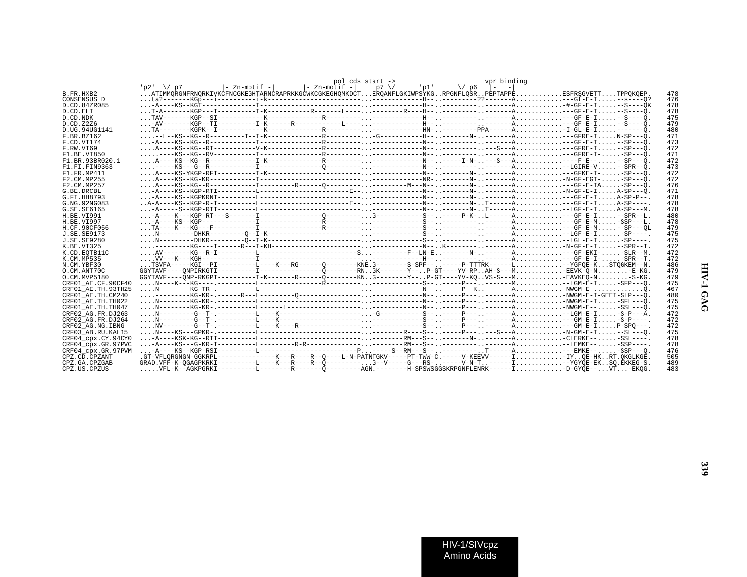```
                                                                             pol cds start ->                   vpr binding
                 'p2'  \/ p7          |- Zn-motif -|       |- Zn-motif -|     p7 \/      'p1'      \/ p6   |-   -|
B.FR.HXB2          ...ATIMMQRGNFRNQRKIVKCFNCGKEGHTARNCRAPRKKGCWKCGKEGHQMKDCT...ERQANFLGKIWPSYKG..RPGNFLQSR..PEPTAPPE...........ESFRSGVETT....TPPQKQEP.   478
CONSENSUS D        ...ta?-------KGp---i----------i-k------------------------...-------------H--..---------??-------A...........---Gf-E-I.....--s----Q?   476
D.CD.84ZR085       ...-A----KS--KGT-------------I--------------------------...-------------H--..---------.-------A...........-#-GF-E-I.....--S----QK   478
D.CD.ELI           ...T-A-------KGP---I----------I-K-----------R-------L----...--------R----H--..---------.-------A...........---GF-E-I.....--S----Q.   478
D.CD.NDK           ...TAV-------KGP--SI----------K---------------R---------...-------------H--..---------.-------A...........---GF-E-I.....--S----Q.   475
D.CD.Z2Z6          ...-AV-------KGP--TI----------I-K------R------------L----...-------------H--..---------.-------A...........---GF-E-I.....--S----Q.   479
D.UG.94UG1141      ...TA--------KGPK--I----------K--------------R---------...-------------HN-..---------PPA------A...........-I-GL-E-I.....-------Q.   480
F.BR.BZ162         ....--L--KS--KG--R---------T--I-K--------------R---------...-G-----------HN--..-------N-..-------A...........---GFRE-I.....N-SP---Q.   471
F.CD.VI174         ...-A----KS--KG--R------------I-----------------R---------...-------------N--..---------.-------A...........---GF-E-I.....--SP---Q.   473
F.RW.VI69          ....A----KS--KG--RT-----------V-K--------------R---------...-------------N--..---------.---S---A...........---GFRE-I.....--SP---Q.   472
F1.BE.VI850        ....-----KS--KG--RV-----------I-----------------R---------...-------------N--..---------.-------A...........---GFRE-I-.....-SP---Q.   471
F1.BR.93BR020.1    ....A----KS--KG--R------------I-K--------------R---------...-------------N--..-----I-N-..---S---A...........----F-E--.....--SP---Q.   472
F1.FI.FIN9363      ....-----KS---G--R------------I-----------------Q---------...-------------N--..---------.-------A...........--LGIRE-V.....--SPR--Q.   473
F1.FR.MP411        ....A----KS-YKGP-RFI----------I-K------------------------...-------------N--..-------N-..-------A...........---GFKE-I-.....-SP---Q.   472
F2.CM.MP255        ....A----KS--KG-KR------------I--------------------------...-------------NR-..-------N-..-------A...........-N-GF-EGI-.....-SP---Q.   472
F2.CM.MP257        ....A----KS--KG--R------------I---------R------Q---------...---------M---N--..-------N-..-------A...........---GF-E-IA.....-SP---Q.   476
G.BE.DRCBL         ...-A----KS--KGP-RTI----------L-----------------------E--...-------------N--..-------N-..-------A...........-N-GF-E-I.....A-SP---Q.   471
G.FI.HH8793        ...-A----KS--KGPKRNI----------L--------------------------...-------------N--..-------N-..-------A...........---GF-E-I.....A-SP-P--.   478
G.NG.92NG083       ..A-A----KS--KGP-R-I----------L-----------------------E--...-------------N--..-------N-..T------A...........---GF-E-I.....A-SP----.   478
G.SE.SE6165        ...-A----S--KGP-RTI-----------L--------------------------...-------------N--..-------N-..T------A...........--LGF-E-I.....A-SP---M.   478
H.BE.VI991         ...-A----K---KGP-RT---S-------I-----------------Q---------...G-----------S--..-----P-K-..L------A...........---GF-E-I.....--SPR--L.   480
H.BE.VI997         ...-A----KS--KGP--------------I-----------------R---------...-------------S--..---------.-------A...........---GF-E-M.....-SSP---L.   478
H.CF.90CF056       ...TA----K---KG---F-----------I-----------------R---------...-------------S--..---------.-------A...........---GF-E-M.....--SP---QL   479
J.SE.SE9173        ....N---------DHKR---------Q--I-K------------------------...-------------S--..---------.-------A...........--LGF-E-I......-SP----.   475
J.SE.SE9280        ....N---------DHKR---------Q--I-K------------------------...-------------S--..---------.-------A...........--LGL-E-I......-SP----.   475
K.BE.VI325         ....---------KG----I------R---I-KH-----------------------...-------------N--..K--------.-------A...........-N-GF-E-I.....--SPR--T.   472
K.CD.EQTB11C       ....AV-------KG--R-I----------L-------------------------S...---------F--LN-E..-------N-..-------A...........---GF-EKI-.....-SLR--M.   472
K.CM.MP535         ....VV---K---KGH-------------I--------------------------...-------------H--..---------.-------A...........---GF-E-I-.....-SPR--T.   472
N.CM.YBF30         ...TSVFA-----KGI--PI----------L----K---RG------Q--------KNE.G--------S-SPF--..-----P-TTTRK------L...........--YGFQE-K...STQGKEM--N.   486
O.CM.ANT70C        GGYTAVF----QNPIRKGTI----------I----------------Q--------RN..GK-------Y---..P-GT----YV-RP..AH-S---M...........-EEVK-Q-N.........-E-KG.   479
O.CM.MVP5180       GGYTAVF----QNP-RKGPI----------I-K-------R------Q--------KN..G--------Y---..P-GT----YV-KQ..VS-S---M...........-EAVKEQ-N.........-S-KG.   479
CRF01_AE.CF.90CF40 ....N----K---KG----.----------L----------------R---------...-------------S--..-----P---..-------M...........--LGM-E-I.....-SFP---Q.   475
CRF01_AE.TH.93TH25 ....N--------KG-TR-.----------L--------------------------...-------------N--..-----P--K..-------A...........-NWGM-E-.............Q.   467
CRF01_AE.TH.CM240  ....---------KG-KR-.------R---L---------Q----------------...-------------N--..-----P---..-------A...........-NWGM-E-I-GEEI-SLP---Q.   480
CRF01_AE.TH.TH022  ....N--------KG-KR-.----------L--------------------------...-------------N--..-----P---..-------A...........-NWGM-E-I.....-SFL---Q.   475
CRF01_AE.TH.TH047  ....N--------KG-KR-.----------L------L-------------------...-------------N--..-----P---..-------A...........-NWGM-E--.....-SSL---Q.   475
CRF02_AG.FR.DJ263  ....N---------G--T-.----------L----K---------------------...-G-----------S--..-----P---..-------A...........--LGM-E-I.....-S-P---A.   472
CRF02_AG.FR.DJ264  ....N---------G--T-.----------L----K---------------------...-------------S--..-----P---..-------A...........---GM-E-I.....-S-P----.   472
CRF02_AG.NG.IBNG   ....NV--------G--T-.----------L----K----R----------------...-------------S--..-----P---..-------A...........---GM-E-I.....P-SPQ---.   472
CRF03_AB.RU.KAL15  ....N----KS---GPKR-.----------L--------------------------...--------R----S--..-----P---..---S---A...........-N-GM-E-I.....--SL---Q.   475
CRF04_cpx.CY.94CY0 ...-A----KSK-KG--RTI----------L--------------------------...--------RM---S--..-------N-..-------A...........-CLERKE--.....-SSL----.   478
CRF04_cpx.GR.97PVC ...-A----KS---G-KR-I----------L---------R-R--------------...--------RM---S--..---------.-------A...........--LEMKE--.....-SSP----.   478
CRF04_cpx.GR.97PVM ...-A----KS--KGP-RSI----------L-------------------------P...-----S--RM---S--..---------.T------A...........---EMKE--.....-SSP---Q.   476
CPZ.CD.CPZANT      .GT-VFLQRGNGN-GGKRPL---------------K---R----R--Q----L-N-PATNTGKV-----PT-TWW-C.-----V-KEEVV------I...........-IY..QE-HK..RT.QKGLKGE.   505
CPZ.GA.CPZGAB      GRAD.VFF-K-QGAGPKRKI----------L----K---R----R--Q-----------...G--V-----G---RS-..-----V-N-T..------I...........--YGYQE-EK..SQ.EKKEG-S.   489
CPZ.US.CPZUS       .....VFL-K--AGKPGRKI----------L--------R-------Q---------AGN.--------H-SPSWSGGSKRPGNFLENRK------I...........-D-GYQE--...VT....-EKQG.   483
```

HIV-1 GAG

HIV-1/SIVcpz
Amino Acids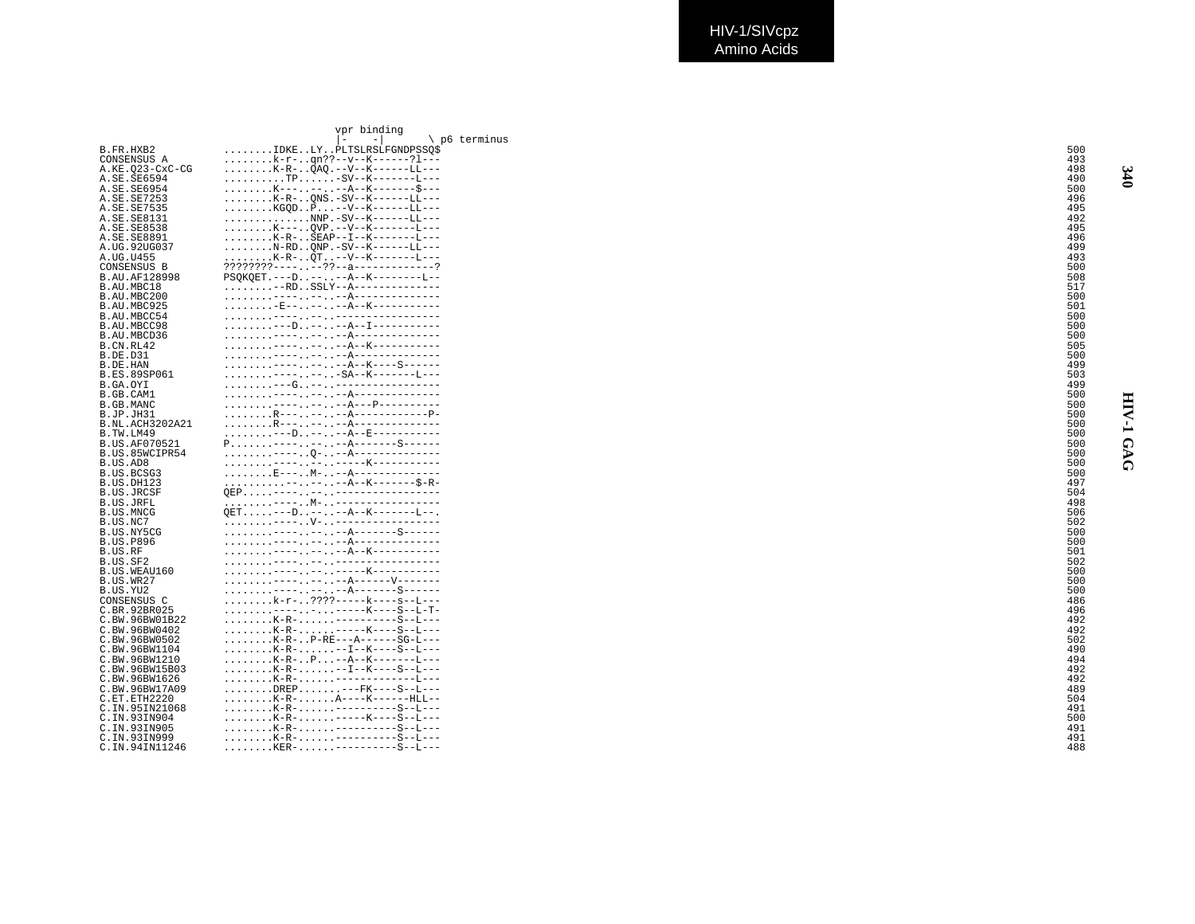```
                              vpr binding
                              |-    -|       \ p6 terminus
B.FR.HXB2          ........IDKE..LY..PLTSLRSLFGNDPSSQ$                                                                500
CONSENSUS A        ........k-r-..qn??--v--K------?l---                                                                493
A.KE.Q23-CXC-CG    ........K-R-..QAQ.--V--K------LL---                                                                498
A.SE.SE6594        ..........TP......-SV--K-------L---                                                                490
A.SE.SE6954        ........K---..--..--A--K-------$---                                                                500
A.SE.SE7253        ........K-R-..QNS.-SV--K------LL---                                                                496
A.SE.SE7535        ........KGQD..P...--V--K------LL---                                                                495
A.SE.SE8131        ..............NNP.-SV--K------LL---                                                                492
A.SE.SE8538        ........K---..QVP.--V--K-------L---                                                                495
A.SE.SE8891        ........K-R-..SEAP--I--K-------L---                                                                496
A.UG.92UG037       ........N-RD..QNP.-SV--K------LL---                                                                499
A.UG.U455          ........K-R-..QT..--V--K-------L---                                                                493
CONSENSUS B        ????????----..--??--a-------------?                                                                500
B.AU.AF128998      PSQKQET.---D..--..--A--K--------L--                                                                508
B.AU.MBC18         ........--RD..SSLY--A--------------                                                                517
B.AU.MBC200        ........----..--..--A--------------                                                                500
B.AU.MBC925        ........-E--..--..--A--K-----------                                                                501
B.AU.MBCC54        ........----..--..-----------------                                                                500
B.AU.MBCC98        ........---D..--..--A--I-----------                                                                500
B.AU.MBCD36        ........----..--..--A--------------                                                                500
B.CN.RL42          ........----..--..--A--K-----------                                                                505
B.DE.D31           ........----..--..--A--------------                                                                500
B.DE.HAN           ........----..--..--A--K----S------                                                                499
B.ES.89SP061       ........----..--..-SA--K-------L---                                                                503
B.GA.OYI           ........---G..--..-----------------                                                                499
B.GB.CAM1          ........----..--..--A--------------                                                                500
B.GB.MANC          ........----..--..--A---P----------                                                                500
B.JP.JH31          ........R---..--..--A------------P-                                                                500
B.NL.ACH3202A21    ........R---..--..--A--------------                                                                500
B.TW.LM49          ........---D..--..--A--E-----------                                                                500
B.US.AF070521      P.......----..--..--A-------S------                                                                500
B.US.85WCIPR54     ........----..Q-..--A--------------                                                                500
B.US.AD8           ........----..--..-----K-----------                                                                500
B.US.BCSG3         ........E---..M-..--A--------------                                                                500
B.US.DH123         ..........--..--..--A--K-------$-R-                                                                497
B.US.JRCSF         QEP.....----..--..-----------------                                                                504
B.US.JRFL          ........----..M-..-----------------                                                                498
B.US.MNCG          QET.....---D..--..--A--K-------L--.                                                                506
B.US.NC7           ........----..V-..-----------------                                                                502
B.US.NY5CG         ........----..--..--A-------S------                                                                500
B.US.P896          ........----..--..--A--------------                                                                500
B.US.RF            ........----..--..--A--K-----------                                                                501
B.US.SF2           ........----..--..-----------------                                                                502
B.US.WEAU160       ........----..--..-----K-----------                                                                500
B.US.WR27          ........----..--..--A------V-------                                                                500
B.US.YU2           ........----..--..--A-------S------                                                                500
CONSENSUS C        ........k-r-..????-----k----S--L---                                                                486
C.BR.92BR025       ........----..-...-----K----S--L-T-                                                                496
C.BW.96BW01B22     ........K-R-......----------S--L---                                                                492
C.BW.96BW0402      ........K-R-......-----K----S--L---                                                                492
C.BW.96BW0502      ........K-R-..P-RE---A------SG-L---                                                                502
C.BW.96BW1104      ........K-R-......--I--K----S--L---                                                                490
C.BW.96BW1210      ........K-R-..P...--A--K-------L---                                                                494
C.BW.96BW15B03     ........K-R-......--I--K----S--L---                                                                492
C.BW.96BW1626      ........K-R-.......------------L---                                                                492
C.BW.96BW17A09     ........DREP.......---FK----S--L---                                                                489
C.ET.ETH2220       ........K-R-......A----K------HLL--                                                                504
C.IN.95IN21068     ........K-R-......----------S--L---                                                                491
C.IN.93IN904       ........K-R-......-----K----S--L---                                                                500
C.IN.93IN905       ........K-R-......----------S--L---                                                                491
C.IN.93IN999       ........K-R-......----------S--L---                                                                491
C.IN.94IN11246     ........KER-......----------S--L---                                                                488
```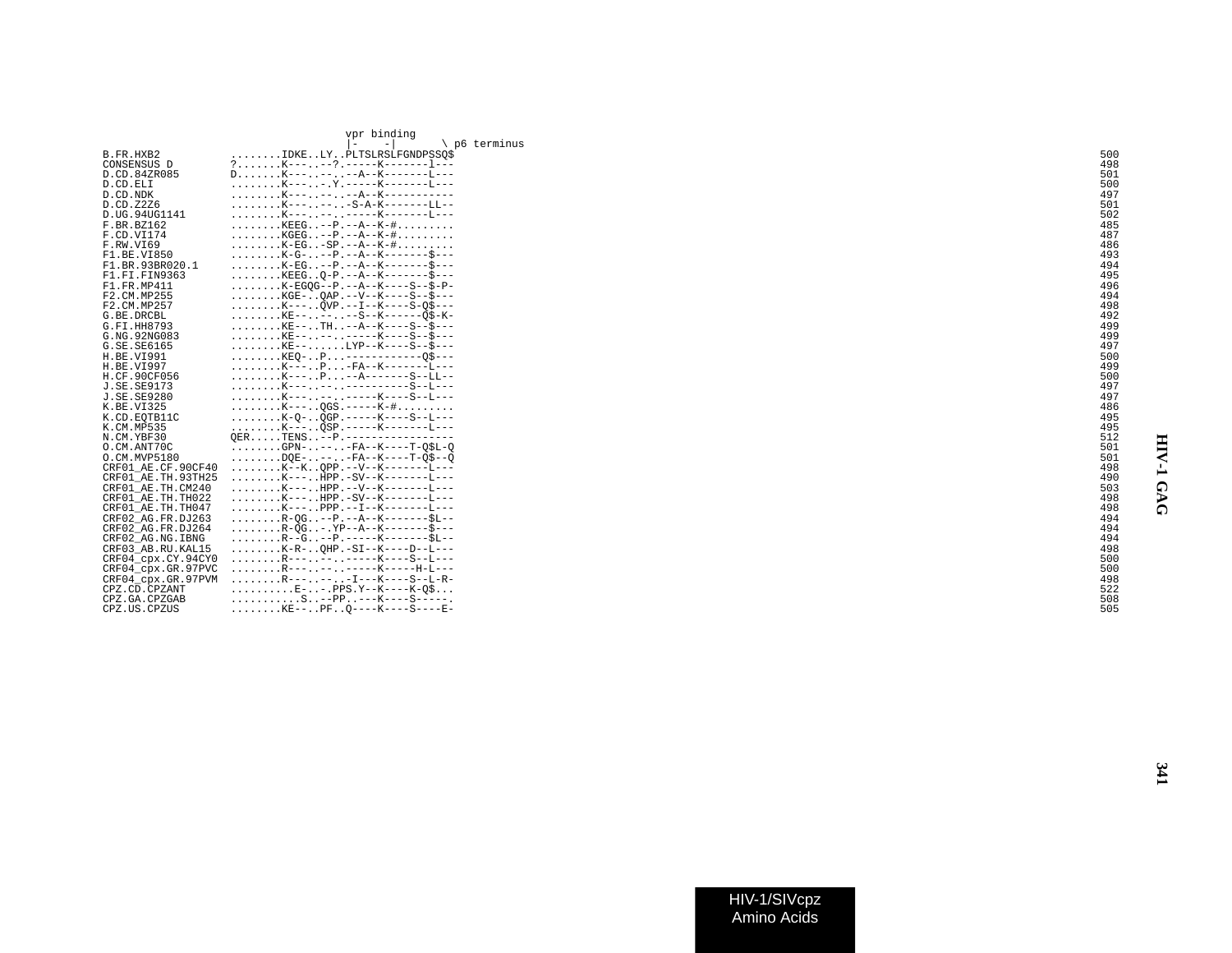```
                                   vpr binding
                                   |-    -|       \ p6 terminus
B.FR.HXB2          ........IDKE..LY..PLTSLRSLFGNDPSSQ$                                                                                    500
CONSENSUS D        ?.......K---..--?.-----K-------l---                                                                                    498
D.CD.84ZR085       D.......K---..--..--A--K-------L---                                                                                    501
D.CD.ELI           ........K---..-.Y.-----K-------L---                                                                                    500
D.CD.NDK           ........K---..--..--A--K-----------                                                                                    497
D.CD.Z2Z6          ........K---..--..-S-A-K-------LL--                                                                                    501
D.UG.94UG1141      ........K---..--..-----K-------L---                                                                                    502
F.BR.BZ162         ........KEEG..--P.--A--K-#.........                                                                                    485
F.CD.VI174         ........KGEG..--P.--A--K-#.........                                                                                    487
F.RW.VI69          ........K-EG..-SP.--A--K-#.........                                                                                    486
F1.BE.VI850        ........K-G-..--P.--A--K-------$---                                                                                    493
F1.BR.93BR020.1    ........K-EG..--P.--A--K-------$---                                                                                    494
F1.FI.FIN9363      ........KEEG..Q-P.--A--K-------$---                                                                                    495
F1.FR.MP411        ........K-EGQG--P.--A--K----S--$-P-                                                                                    496
F2.CM.MP255        ........KGE-..QAP.--V--K----S--$---                                                                                    494
F2.CM.MP257        ........K---..QVP.--I--K----S-Q$---                                                                                    498
G.BE.DRCBL         ........KE--..--..--S--K------Q$-K-                                                                                    492
G.FI.HH8793        ........KE--..TH..--A--K----S--$---                                                                                    499
G.NG.92NG083       ........KE--..--..-----K----S--$---                                                                                    499
G.SE.SE6165        ........KE--......LYP--K----S--$---                                                                                    497
H.BE.VI991         ........KEQ-..P...------------Q$---                                                                                    500
H.BE.VI997         ........K---..P...-FA--K-------L---                                                                                    499
H.CF.90CF056       ........K---..P...--A-------S--LL--                                                                                    500
J.SE.SE9173        ........K---..--..----------S--L---                                                                                    497
J.SE.SE9280        ........K---..--..-----K----S--L---                                                                                    497
K.BE.VI325         ........K---..QGS.-----K-#.........                                                                                    486
K.CD.EQTB11C       ........K-Q-..QGP.-----K----S--L---                                                                                    495
K.CM.MP535         ........K---..QSP.-----K-------L---                                                                                    495
N.CM.YBF30         QER.....TENS..--P.-----------------                                                                                    512
O.CM.ANT70C        ........GPN-..--..-FA--K----T-Q$L-Q                                                                                    501
O.CM.MVP5180       ........DQE-..--..-FA--K----T-Q$--Q                                                                                    501
CRF01_AE.CF.90CF40 ........K--K..QPP.--V--K-------L---                                                                                    498
CRF01_AE.TH.93TH25 ........K---..HPP.-SV--K-------L---                                                                                    490
CRF01_AE.TH.CM240  ........K---..HPP.--V--K-------L---                                                                                    503
CRF01_AE.TH.TH022  ........K---..HPP.-SV--K-------L---                                                                                    498
CRF01_AE.TH.TH047  ........K---..PPP.--I--K-------L---                                                                                    498
CRF02_AG.FR.DJ263  ........R-QG..--P.--A--K-------$L--                                                                                    494
CRF02_AG.FR.DJ264  ........R-QG..-.YP--A--K-------$---                                                                                    494
CRF02_AG.NG.IBNG   ........R--G..--P.-----K-------$L--                                                                                    494
CRF03_AB.RU.KAL15  ........K-R-..QHP.-SI--K----D--L---                                                                                    498
CRF04_cpx.CY.94CY0 ........R---..--..-----K----S--L---                                                                                    500
CRF04_cpx.GR.97PVC ........R---..--..-----K-----H-L---                                                                                    500
CRF04_cpx.GR.97PVM ........R---..--..-I---K----S--L-R-                                                                                    498
CPZ.CD.CPZANT      ..........E-..-.PPS.Y--K----K-Q$...                                                                                    522
CPZ.GA.CPZGAB      ..........S..--PP..----K----S-----.                                                                                    508
CPZ.US.CPZUS       ........KE--..PF..Q----K----S----E-                                                                                    505
```

HIV-1 GAG

HIV-1/SIVcpz
Amino Acids